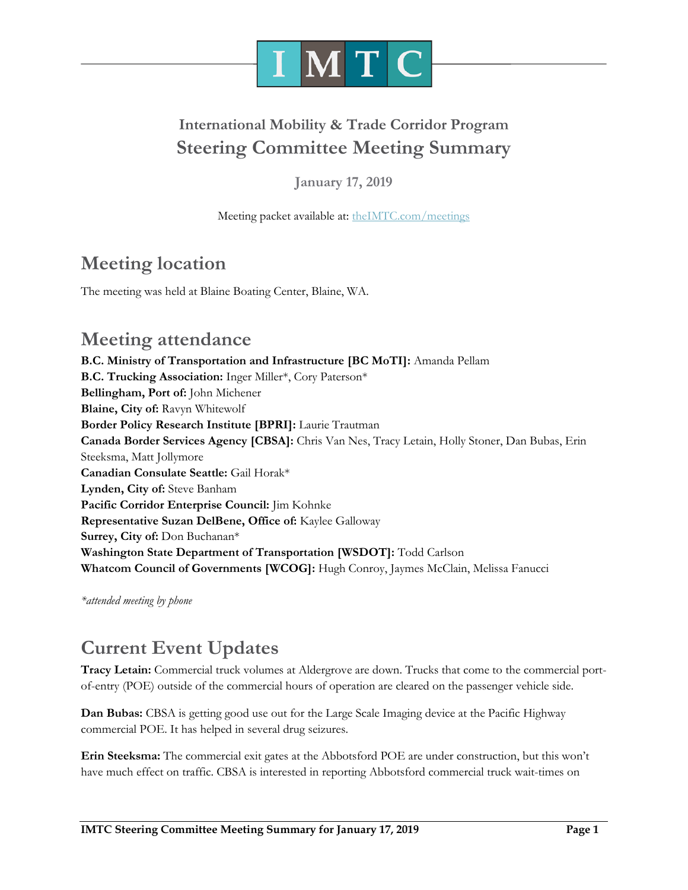# IMTC

## International Mobility & Trade Corridor Program
## Steering Committee Meeting Summary

**January 17, 2019**

Meeting packet available at: theIMTC.com/meetings

## Meeting location

The meeting was held at Blaine Boating Center, Blaine, WA.

## Meeting attendance

**B.C. Ministry of Transportation and Infrastructure [BC MoTI]:** Amanda Pellam
**B.C. Trucking Association:** Inger Miller*, Cory Paterson*
**Bellingham, Port of:** John Michener
**Blaine, City of:** Ravyn Whitewolf
**Border Policy Research Institute [BPRI]:** Laurie Trautman
**Canada Border Services Agency [CBSA]:** Chris Van Nes, Tracy Letain, Holly Stoner, Dan Bubas, Erin Steeksma, Matt Jollymore
**Canadian Consulate Seattle:** Gail Horak*
**Lynden, City of:** Steve Banham
**Pacific Corridor Enterprise Council:** Jim Kohnke
**Representative Suzan DelBene, Office of:** Kaylee Galloway
**Surrey, City of:** Don Buchanan*
**Washington State Department of Transportation [WSDOT]:** Todd Carlson
**Whatcom Council of Governments [WCOG]:** Hugh Conroy, Jaymes McClain, Melissa Fanucci

*\*attended meeting by phone*

## Current Event Updates

**Tracy Letain:** Commercial truck volumes at Aldergrove are down. Trucks that come to the commercial port-of-entry (POE) outside of the commercial hours of operation are cleared on the passenger vehicle side.

**Dan Bubas:** CBSA is getting good use out for the Large Scale Imaging device at the Pacific Highway commercial POE. It has helped in several drug seizures.

**Erin Steeksma:** The commercial exit gates at the Abbotsford POE are under construction, but this won't have much effect on traffic. CBSA is interested in reporting Abbotsford commercial truck wait-times on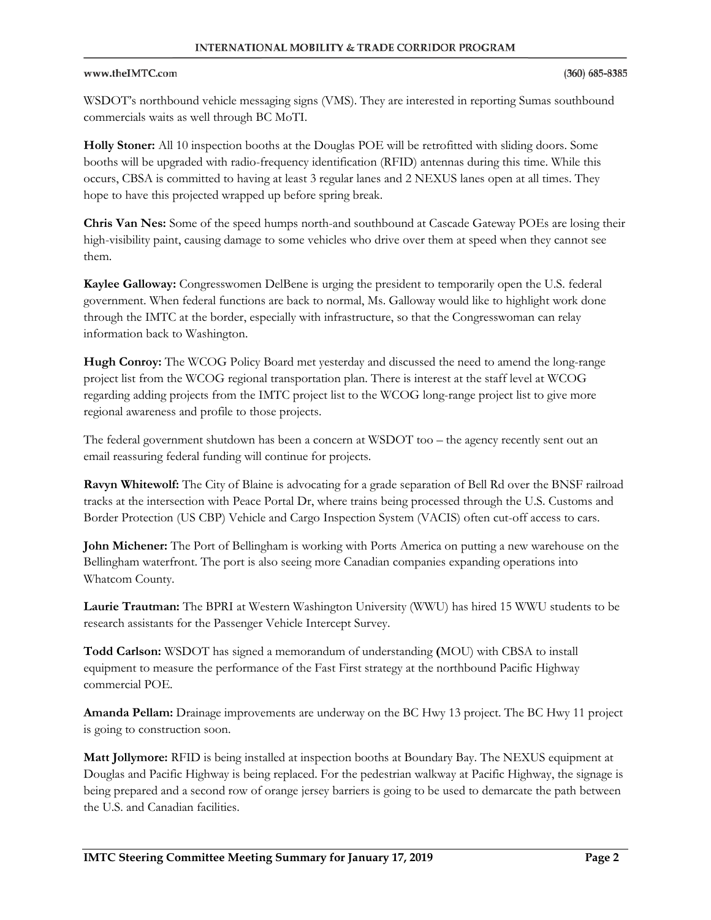WSDOT's northbound vehicle messaging signs (VMS). They are interested in reporting Sumas southbound commercials waits as well through BC MoTI.

**Holly Stoner:** All 10 inspection booths at the Douglas POE will be retrofitted with sliding doors. Some booths will be upgraded with radio-frequency identification (RFID) antennas during this time. While this occurs, CBSA is committed to having at least 3 regular lanes and 2 NEXUS lanes open at all times. They hope to have this projected wrapped up before spring break.

**Chris Van Nes:** Some of the speed humps north-and southbound at Cascade Gateway POEs are losing their high-visibility paint, causing damage to some vehicles who drive over them at speed when they cannot see them.

**Kaylee Galloway:** Congresswomen DelBene is urging the president to temporarily open the U.S. federal government. When federal functions are back to normal, Ms. Galloway would like to highlight work done through the IMTC at the border, especially with infrastructure, so that the Congresswoman can relay information back to Washington.

**Hugh Conroy:** The WCOG Policy Board met yesterday and discussed the need to amend the long-range project list from the WCOG regional transportation plan. There is interest at the staff level at WCOG regarding adding projects from the IMTC project list to the WCOG long-range project list to give more regional awareness and profile to those projects.

The federal government shutdown has been a concern at WSDOT too – the agency recently sent out an email reassuring federal funding will continue for projects.

**Ravyn Whitewolf:** The City of Blaine is advocating for a grade separation of Bell Rd over the BNSF railroad tracks at the intersection with Peace Portal Dr, where trains being processed through the U.S. Customs and Border Protection (US CBP) Vehicle and Cargo Inspection System (VACIS) often cut-off access to cars.

**John Michener:** The Port of Bellingham is working with Ports America on putting a new warehouse on the Bellingham waterfront. The port is also seeing more Canadian companies expanding operations into Whatcom County.

**Laurie Trautman:** The BPRI at Western Washington University (WWU) has hired 15 WWU students to be research assistants for the Passenger Vehicle Intercept Survey.

**Todd Carlson:** WSDOT has signed a memorandum of understanding (MOU) with CBSA to install equipment to measure the performance of the Fast First strategy at the northbound Pacific Highway commercial POE.

**Amanda Pellam:** Drainage improvements are underway on the BC Hwy 13 project. The BC Hwy 11 project is going to construction soon.

**Matt Jollymore:** RFID is being installed at inspection booths at Boundary Bay. The NEXUS equipment at Douglas and Pacific Highway is being replaced. For the pedestrian walkway at Pacific Highway, the signage is being prepared and a second row of orange jersey barriers is going to be used to demarcate the path between the U.S. and Canadian facilities.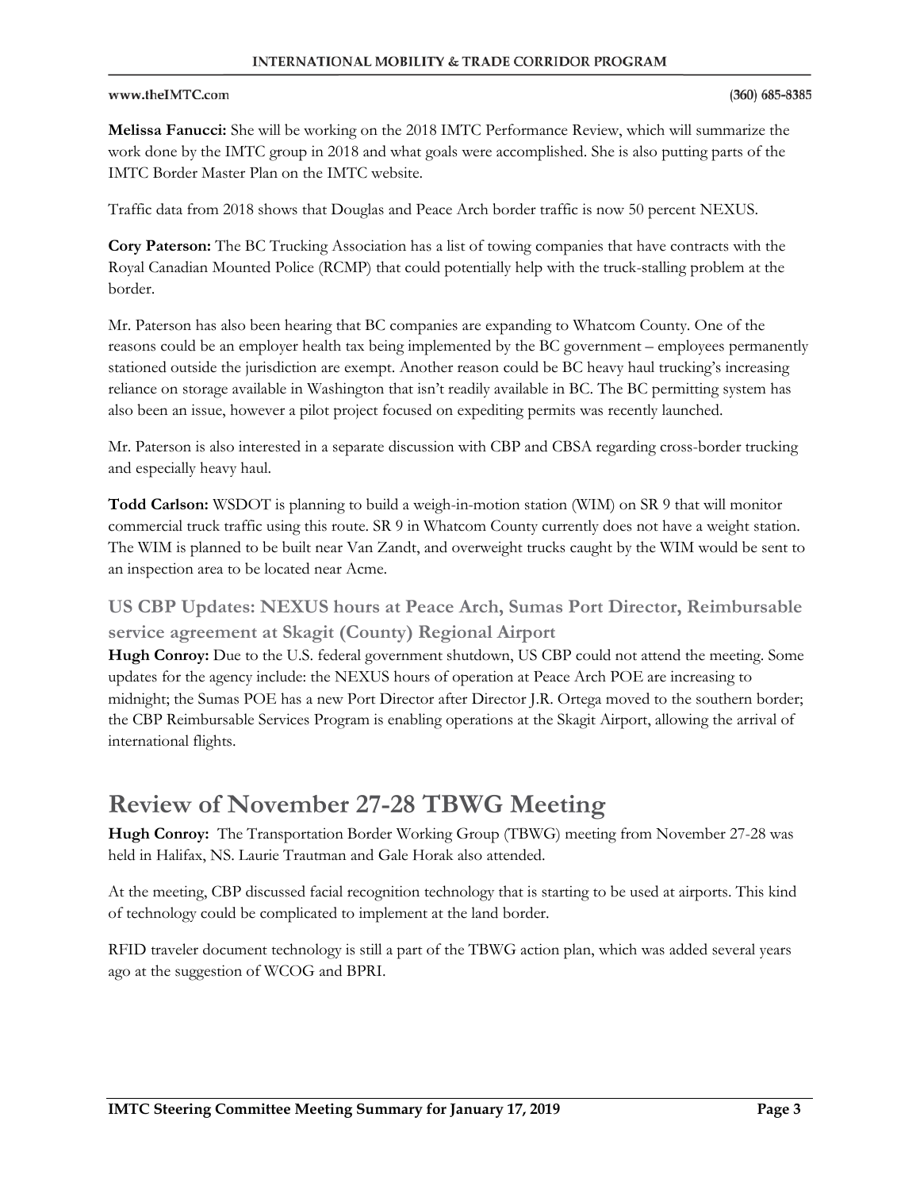**Melissa Fanucci:** She will be working on the 2018 IMTC Performance Review, which will summarize the work done by the IMTC group in 2018 and what goals were accomplished. She is also putting parts of the IMTC Border Master Plan on the IMTC website.

Traffic data from 2018 shows that Douglas and Peace Arch border traffic is now 50 percent NEXUS.

**Cory Paterson:** The BC Trucking Association has a list of towing companies that have contracts with the Royal Canadian Mounted Police (RCMP) that could potentially help with the truck-stalling problem at the border.

Mr. Paterson has also been hearing that BC companies are expanding to Whatcom County. One of the reasons could be an employer health tax being implemented by the BC government – employees permanently stationed outside the jurisdiction are exempt. Another reason could be BC heavy haul trucking's increasing reliance on storage available in Washington that isn't readily available in BC. The BC permitting system has also been an issue, however a pilot project focused on expediting permits was recently launched.

Mr. Paterson is also interested in a separate discussion with CBP and CBSA regarding cross-border trucking and especially heavy haul.

**Todd Carlson:** WSDOT is planning to build a weigh-in-motion station (WIM) on SR 9 that will monitor commercial truck traffic using this route. SR 9 in Whatcom County currently does not have a weight station. The WIM is planned to be built near Van Zandt, and overweight trucks caught by the WIM would be sent to an inspection area to be located near Acme.

## US CBP Updates: NEXUS hours at Peace Arch, Sumas Port Director, Reimbursable service agreement at Skagit (County) Regional Airport

**Hugh Conroy:** Due to the U.S. federal government shutdown, US CBP could not attend the meeting. Some updates for the agency include: the NEXUS hours of operation at Peace Arch POE are increasing to midnight; the Sumas POE has a new Port Director after Director J.R. Ortega moved to the southern border; the CBP Reimbursable Services Program is enabling operations at the Skagit Airport, allowing the arrival of international flights.

# Review of November 27-28 TBWG Meeting

**Hugh Conroy:** The Transportation Border Working Group (TBWG) meeting from November 27-28 was held in Halifax, NS. Laurie Trautman and Gale Horak also attended.

At the meeting, CBP discussed facial recognition technology that is starting to be used at airports. This kind of technology could be complicated to implement at the land border.

RFID traveler document technology is still a part of the TBWG action plan, which was added several years ago at the suggestion of WCOG and BPRI.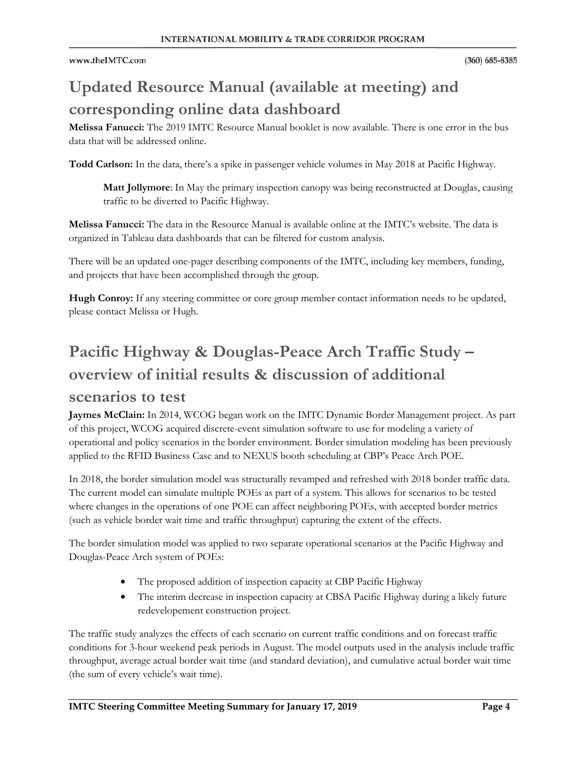## Updated Resource Manual (available at meeting) and corresponding online data dashboard

**Melissa Fanucci:** The 2019 IMTC Resource Manual booklet is now available. There is one error in the bus data that will be addressed online.

**Todd Carlson:** In the data, there's a spike in passenger vehicle volumes in May 2018 at Pacific Highway.

> **Matt Jollymore**: In May the primary inspection canopy was being reconstructed at Douglas, causing traffic to be diverted to Pacific Highway.

**Melissa Fanucci:** The data in the Resource Manual is available online at the IMTC's website. The data is organized in Tableau data dashboards that can be filtered for custom analysis.

There will be an updated one-pager describing components of the IMTC, including key members, funding, and projects that have been accomplished through the group.

**Hugh Conroy:** If any steering committee or core group member contact information needs to be updated, please contact Melissa or Hugh.

## Pacific Highway & Douglas-Peace Arch Traffic Study – overview of initial results & discussion of additional scenarios to test

**Jaymes McClain:** In 2014, WCOG began work on the IMTC Dynamic Border Management project. As part of this project, WCOG acquired discrete-event simulation software to use for modeling a variety of operational and policy scenarios in the border environment. Border simulation modeling has been previously applied to the RFID Business Case and to NEXUS booth scheduling at CBP's Peace Arch POE.

In 2018, the border simulation model was structurally revamped and refreshed with 2018 border traffic data. The current model can simulate multiple POEs as part of a system. This allows for scenarios to be tested where changes in the operations of one POE can affect neighboring POEs, with accepted border metrics (such as vehicle border wait time and traffic throughput) capturing the extent of the effects.

The border simulation model was applied to two separate operational scenarios at the Pacific Highway and Douglas-Peace Arch system of POEs:

- The proposed addition of inspection capacity at CBP Pacific Highway
- The interim decrease in inspection capacity at CBSA Pacific Highway during a likely future redevelopement construction project.

The traffic study analyzes the effects of each scenario on current traffic conditions and on forecast traffic conditions for 3-hour weekend peak periods in August. The model outputs used in the analysis include traffic throughput, average actual border wait time (and standard deviation), and cumulative actual border wait time (the sum of every vehicle's wait time).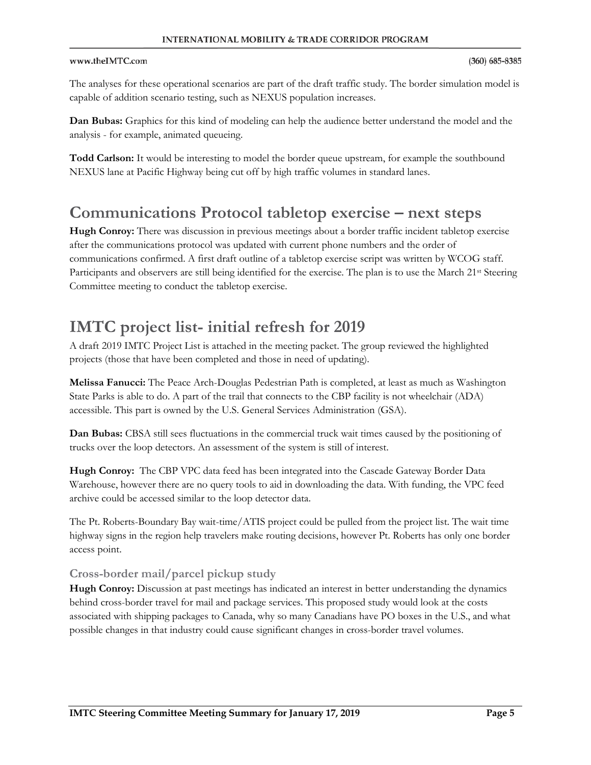The analyses for these operational scenarios are part of the draft traffic study. The border simulation model is capable of addition scenario testing, such as NEXUS population increases.

**Dan Bubas:** Graphics for this kind of modeling can help the audience better understand the model and the analysis - for example, animated queueing.

**Todd Carlson:** It would be interesting to model the border queue upstream, for example the southbound NEXUS lane at Pacific Highway being cut off by high traffic volumes in standard lanes.

# Communications Protocol tabletop exercise – next steps

**Hugh Conroy:** There was discussion in previous meetings about a border traffic incident tabletop exercise after the communications protocol was updated with current phone numbers and the order of communications confirmed. A first draft outline of a tabletop exercise script was written by WCOG staff. Participants and observers are still being identified for the exercise. The plan is to use the March 21st Steering Committee meeting to conduct the tabletop exercise.

# IMTC project list- initial refresh for 2019

A draft 2019 IMTC Project List is attached in the meeting packet. The group reviewed the highlighted projects (those that have been completed and those in need of updating).

**Melissa Fanucci:** The Peace Arch-Douglas Pedestrian Path is completed, at least as much as Washington State Parks is able to do. A part of the trail that connects to the CBP facility is not wheelchair (ADA) accessible. This part is owned by the U.S. General Services Administration (GSA).

**Dan Bubas:** CBSA still sees fluctuations in the commercial truck wait times caused by the positioning of trucks over the loop detectors. An assessment of the system is still of interest.

**Hugh Conroy:** The CBP VPC data feed has been integrated into the Cascade Gateway Border Data Warehouse, however there are no query tools to aid in downloading the data. With funding, the VPC feed archive could be accessed similar to the loop detector data.

The Pt. Roberts-Boundary Bay wait-time/ATIS project could be pulled from the project list. The wait time highway signs in the region help travelers make routing decisions, however Pt. Roberts has only one border access point.

## Cross-border mail/parcel pickup study

**Hugh Conroy:** Discussion at past meetings has indicated an interest in better understanding the dynamics behind cross-border travel for mail and package services. This proposed study would look at the costs associated with shipping packages to Canada, why so many Canadians have PO boxes in the U.S., and what possible changes in that industry could cause significant changes in cross-border travel volumes.